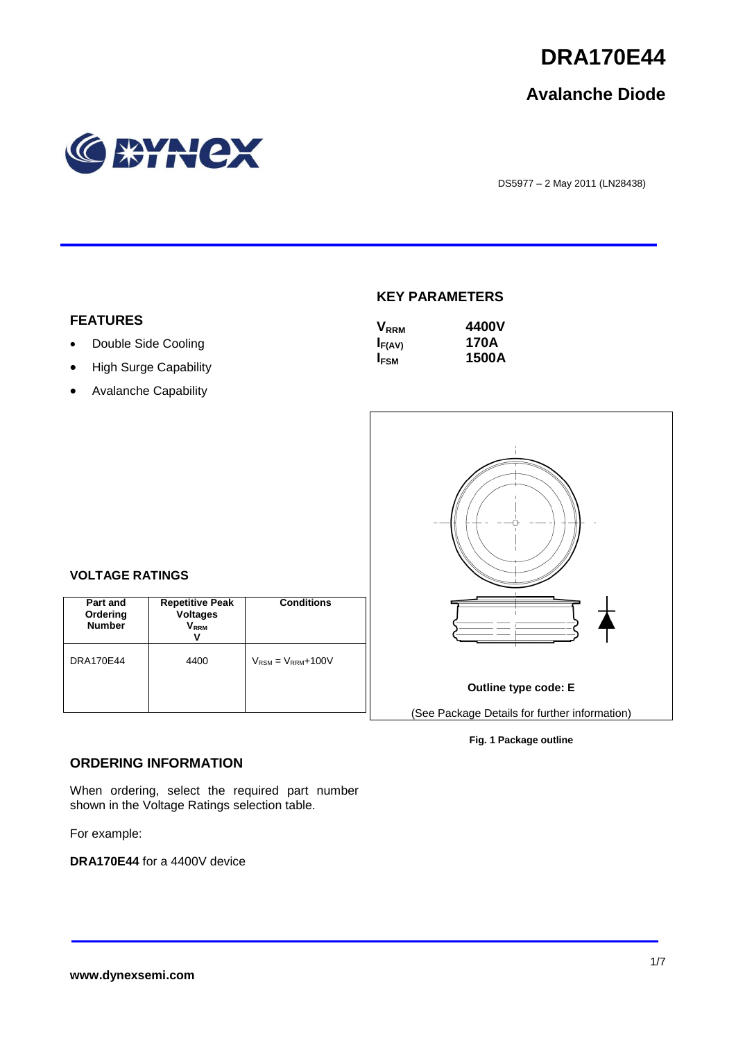# DRA170E44

## Avalanche Diode

DS5977 – 2 May 2011 (LN28438)

## FEATURES

- Double Side Cooling
- High Surge Capability
- Avalanche Capability

## KEY PARAMETERS

| | |
|---|---|
| $V_{RRM}$ | **4400V** |
| $I_{F(AV)}$ | **170A** |
| $I_{FSM}$ | **1500A** |

## VOLTAGE RATINGS

| Part and Ordering Number | Repetitive Peak Voltages $V_{RRM}$ V | Conditions |
|---|---|---|
| DRA170E44 | 4400 | $V_{RSM} = V_{RRM}$+100V |

**Outline type code: E**

(See Package Details for further information)

**Fig. 1 Package outline**

## ORDERING INFORMATION

When ordering, select the required part number shown in the Voltage Ratings selection table.

For example:

**DRA170E44** for a 4400V device

**www.dynexsemi.com**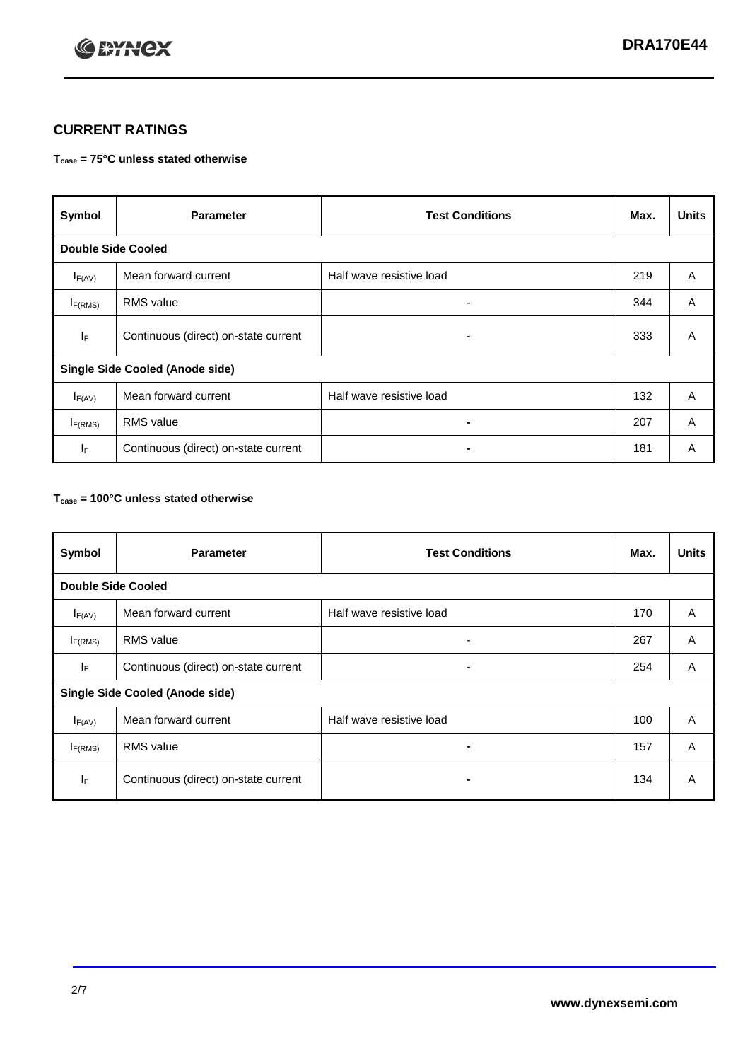## CURRENT RATINGS

**$T_{case}$ = 75°C unless stated otherwise**

| Symbol | Parameter | Test Conditions | Max. | Units |
|---|---|---|---|---|
| **Double Side Cooled** | | | | |
| $I_{F(AV)}$ | Mean forward current | Half wave resistive load | 219 | A |
| $I_{F(RMS)}$ | RMS value | - | 344 | A |
| $I_F$ | Continuous (direct) on-state current | - | 333 | A |
| **Single Side Cooled (Anode side)** | | | | |
| $I_{F(AV)}$ | Mean forward current | Half wave resistive load | 132 | A |
| $I_{F(RMS)}$ | RMS value | - | 207 | A |
| $I_F$ | Continuous (direct) on-state current | - | 181 | A |

**$T_{case}$ = 100°C unless stated otherwise**

| Symbol | Parameter | Test Conditions | Max. | Units |
|---|---|---|---|---|
| **Double Side Cooled** | | | | |
| $I_{F(AV)}$ | Mean forward current | Half wave resistive load | 170 | A |
| $I_{F(RMS)}$ | RMS value | - | 267 | A |
| $I_F$ | Continuous (direct) on-state current | - | 254 | A |
| **Single Side Cooled (Anode side)** | | | | |
| $I_{F(AV)}$ | Mean forward current | Half wave resistive load | 100 | A |
| $I_{F(RMS)}$ | RMS value | - | 157 | A |
| $I_F$ | Continuous (direct) on-state current | - | 134 | A |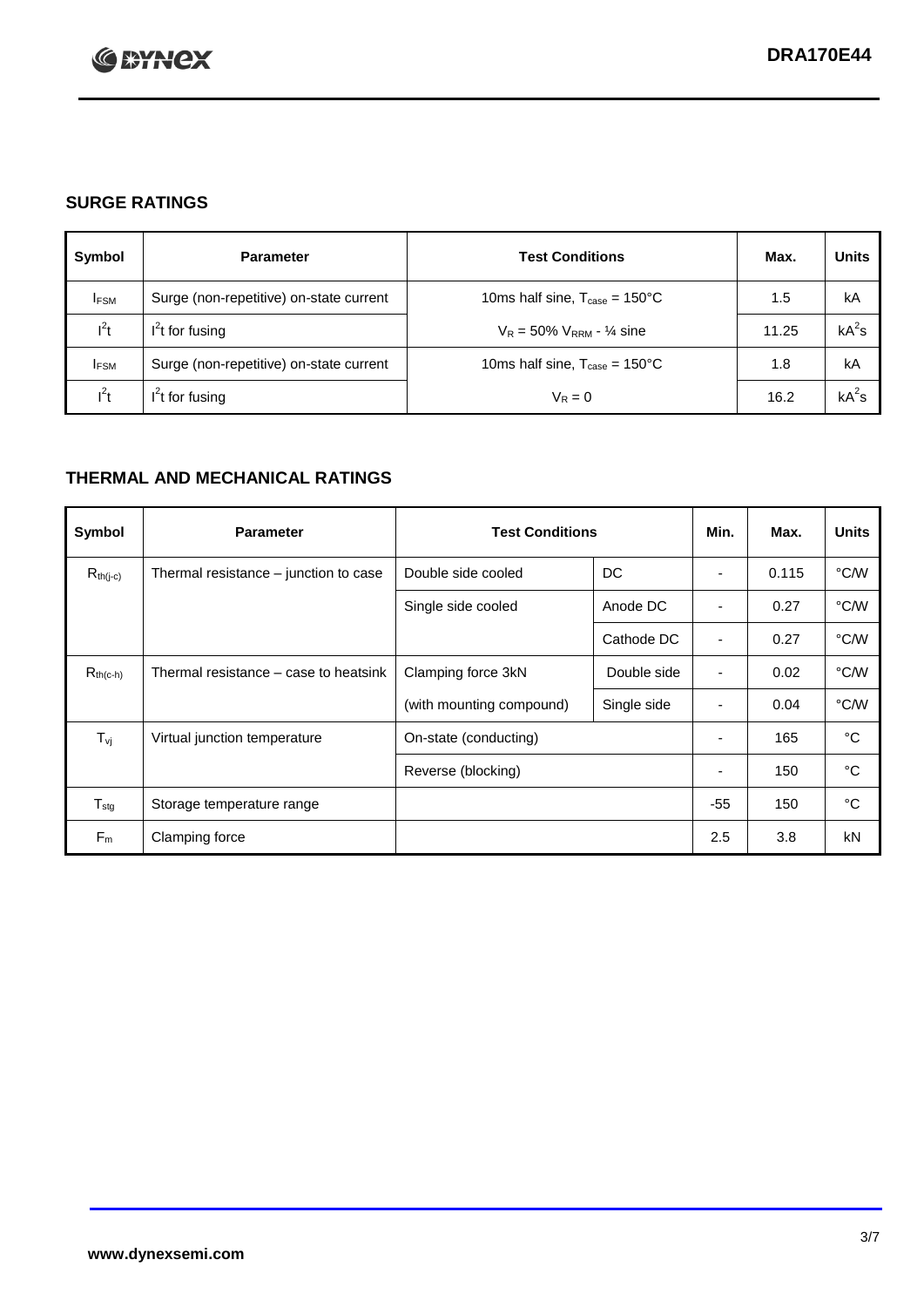## SURGE RATINGS

| Symbol | Parameter | Test Conditions | Max. | Units |
|---|---|---|---|---|
| $I_{FSM}$ | Surge (non-repetitive) on-state current | 10ms half sine, $T_{case}$ = 150°C | 1.5 | kA |
| $I^2t$ | $I^2t$ for fusing | $V_R$ = 50% $V_{RRM}$ - ¼ sine | 11.25 | $kA^2s$ |
| $I_{FSM}$ | Surge (non-repetitive) on-state current | 10ms half sine, $T_{case}$ = 150°C | 1.8 | kA |
| $I^2t$ | $I^2t$ for fusing | $V_R$ = 0 | 16.2 | $kA^2s$ |

## THERMAL AND MECHANICAL RATINGS

| Symbol | Parameter | Test Conditions | | Min. | Max. | Units |
|---|---|---|---|---|---|---|
| $R_{th(j-c)}$ | Thermal resistance – junction to case | Double side cooled | DC | - | 0.115 | °C/W |
| | | Single side cooled | Anode DC | - | 0.27 | °C/W |
| | | | Cathode DC | - | 0.27 | °C/W |
| $R_{th(c-h)}$ | Thermal resistance – case to heatsink | Clamping force 3kN | Double side | - | 0.02 | °C/W |
| | | (with mounting compound) | Single side | - | 0.04 | °C/W |
| $T_{vj}$ | Virtual junction temperature | On-state (conducting) | | - | 165 | °C |
| | | Reverse (blocking) | | - | 150 | °C |
| $T_{stg}$ | Storage temperature range | | | -55 | 150 | °C |
| $F_m$ | Clamping force | | | 2.5 | 3.8 | kN |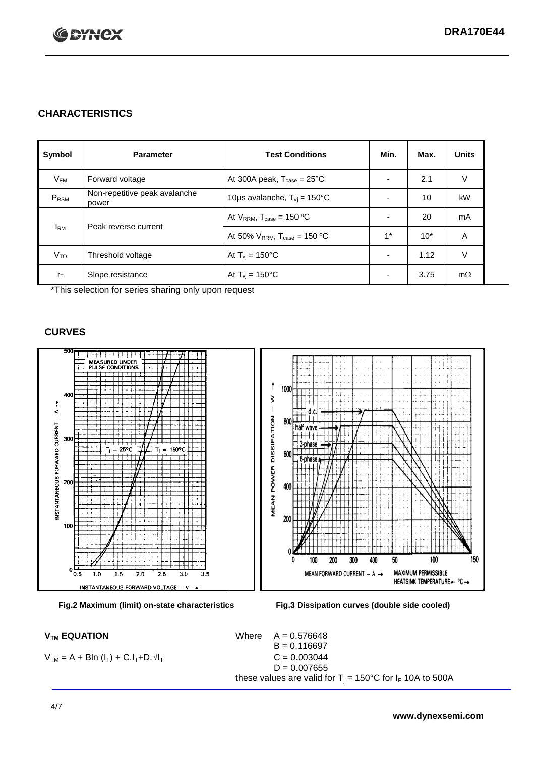## CHARACTERISTICS

| Symbol | Parameter | Test Conditions | Min. | Max. | Units |
|---|---|---|---|---|---|
| $V_{FM}$ | Forward voltage | At 300A peak, $T_{case}$ = 25°C | - | 2.1 | V |
| $P_{RSM}$ | Non-repetitive peak avalanche power | 10µs avalanche, $T_{vj}$ = 150°C | - | 10 | kW |
| $I_{RM}$ | Peak reverse current | At $V_{RRM}$, $T_{case}$ = 150 ºC | - | 20 | mA |
| | | At 50% $V_{RRM}$, $T_{case}$ = 150 ºC | 1* | 10* | A |
| $V_{TO}$ | Threshold voltage | At $T_{vj}$ = 150°C | - | 1.12 | V |
| $r_T$ | Slope resistance | At $T_{vj}$ = 150°C | - | 3.75 | mΩ |

*This selection for series sharing only upon request

## CURVES

Fig.2 Maximum (limit) on-state characteristics

Fig.3 Dissipation curves (double side cooled)

### $V_{TM}$ EQUATION

$$V_{TM} = A + B\ln(I_T) + C.I_T + D.\sqrt{I_T}$$

Where
$A = 0.576648$
$B = 0.116697$
$C = 0.003044$
$D = 0.007655$

these values are valid for $T_j$ = 150°C for $I_F$ 10A to 500A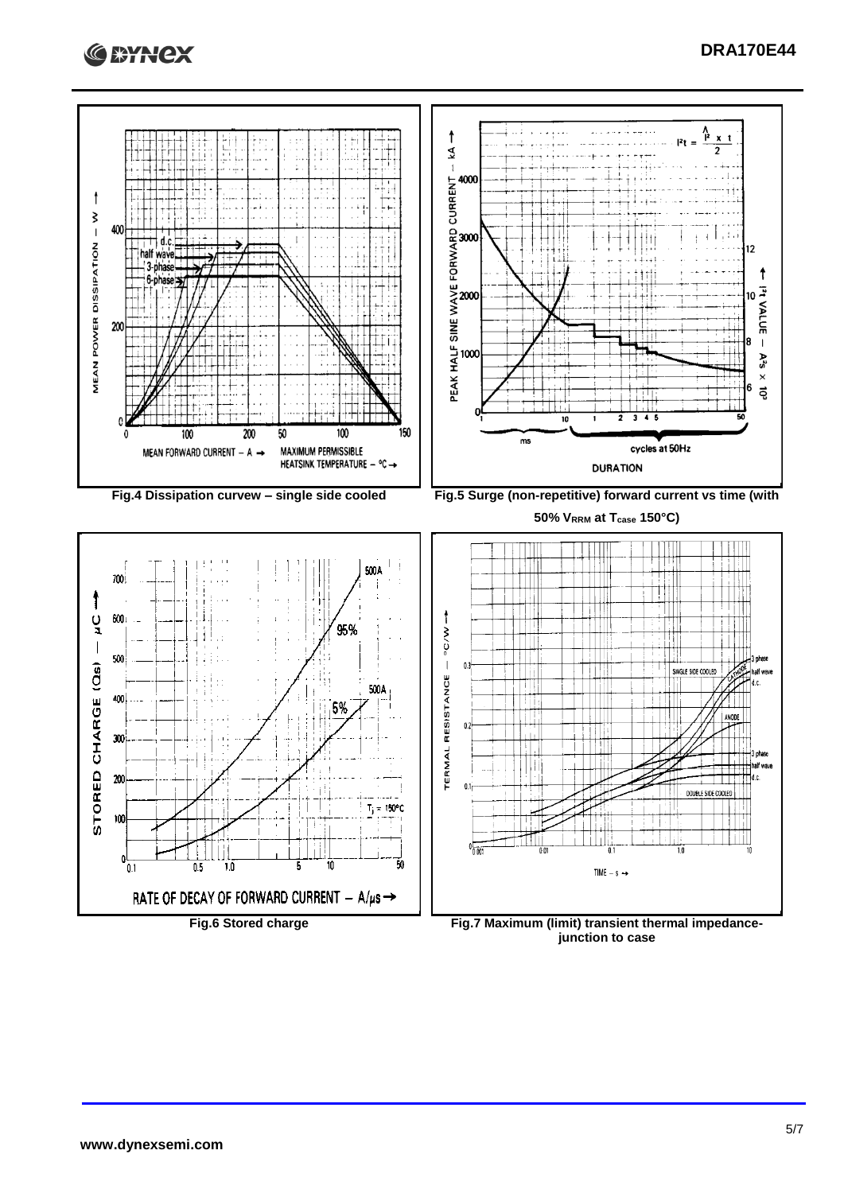Fig.4 Dissipation curvew – single side cooled

Fig.5 Surge (non-repetitive) forward current vs time (with 50% $V_{RRM}$ at $T_{case}$ 150°C)

Fig.6 Stored charge

Fig.7 Maximum (limit) transient thermal impedance-junction to case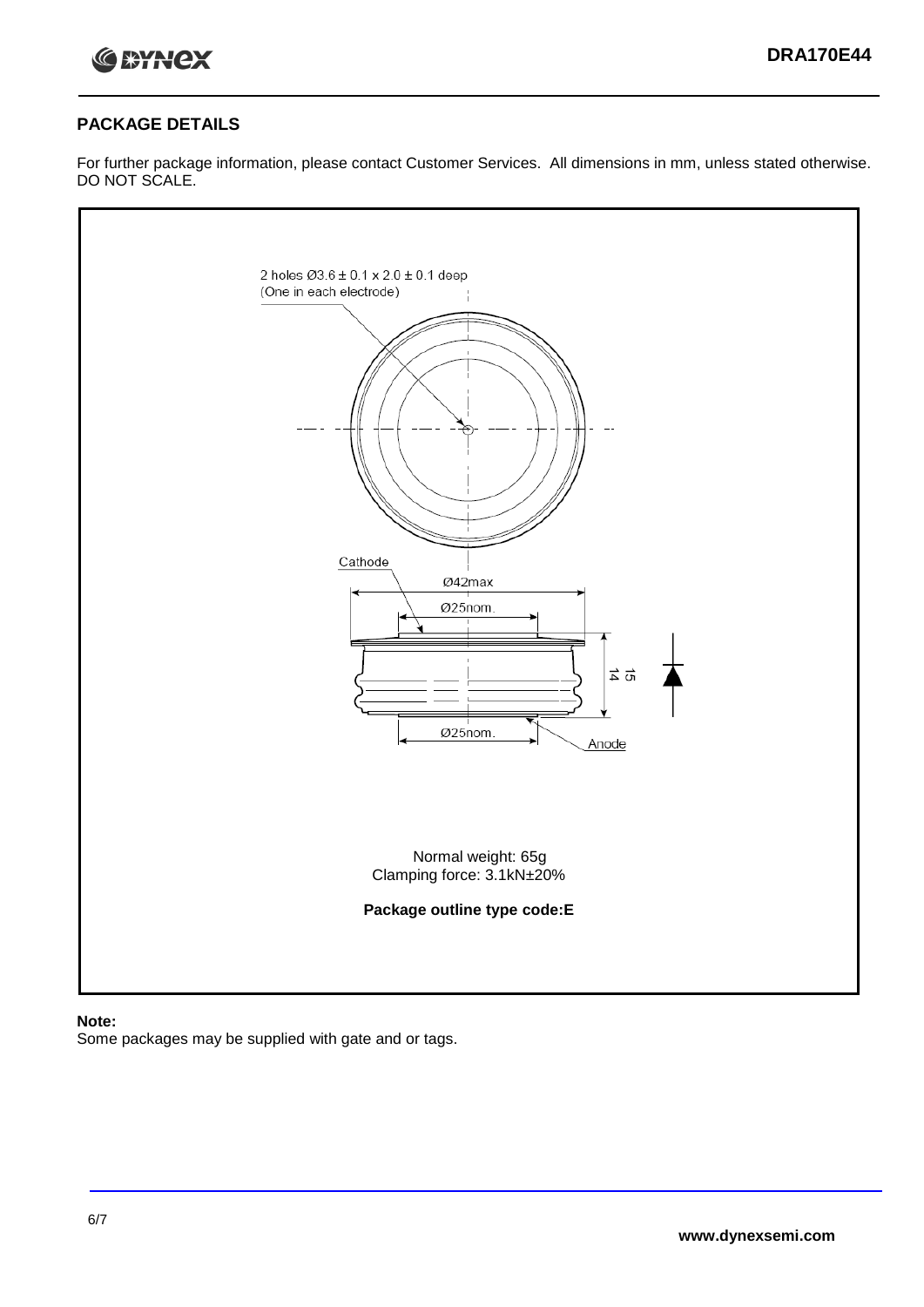## PACKAGE DETAILS

For further package information, please contact Customer Services. All dimensions in mm, unless stated otherwise. DO NOT SCALE.

2 holes Ø3.6 ± 0.1 x 2.0 ± 0.1 deep
(One in each electrode)

Cathode

Ø42max

Ø25nom.

15
14

Ø25nom.

Anode

Normal weight: 65g
Clamping force: 3.1kN±20%

**Package outline type code:E**

**Note:**
Some packages may be supplied with gate and or tags.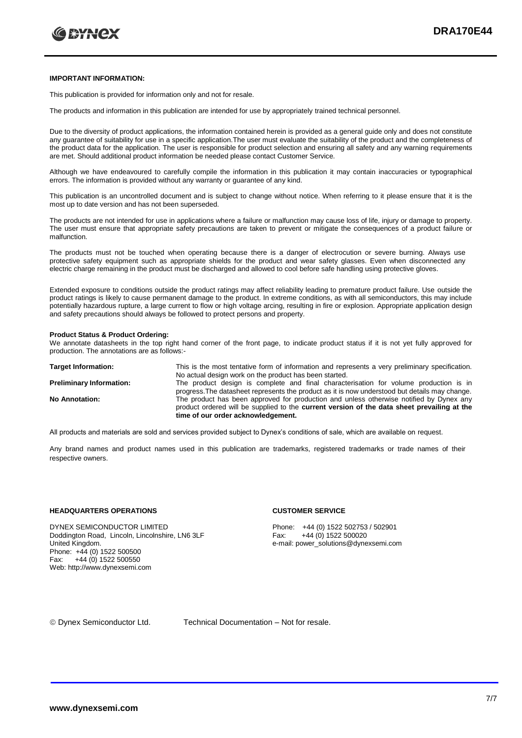**IMPORTANT INFORMATION:**

This publication is provided for information only and not for resale.

The products and information in this publication are intended for use by appropriately trained technical personnel.

Due to the diversity of product applications, the information contained herein is provided as a general guide only and does not constitute any guarantee of suitability for use in a specific application.The user must evaluate the suitability of the product and the completeness of the product data for the application. The user is responsible for product selection and ensuring all safety and any warning requirements are met. Should additional product information be needed please contact Customer Service.

Although we have endeavoured to carefully compile the information in this publication it may contain inaccuracies or typographical errors. The information is provided without any warranty or guarantee of any kind.

This publication is an uncontrolled document and is subject to change without notice. When referring to it please ensure that it is the most up to date version and has not been superseded.

The products are not intended for use in applications where a failure or malfunction may cause loss of life, injury or damage to property. The user must ensure that appropriate safety precautions are taken to prevent or mitigate the consequences of a product failure or malfunction.

The products must not be touched when operating because there is a danger of electrocution or severe burning. Always use protective safety equipment such as appropriate shields for the product and wear safety glasses. Even when disconnected any electric charge remaining in the product must be discharged and allowed to cool before safe handling using protective gloves.

Extended exposure to conditions outside the product ratings may affect reliability leading to premature product failure. Use outside the product ratings is likely to cause permanent damage to the product. In extreme conditions, as with all semiconductors, this may include potentially hazardous rupture, a large current to flow or high voltage arcing, resulting in fire or explosion. Appropriate application design and safety precautions should always be followed to protect persons and property.

**Product Status & Product Ordering:**

We annotate datasheets in the top right hand corner of the front page, to indicate product status if it is not yet fully approved for production. The annotations are as follows:-

| | |
|---|---|
| **Target Information:** | This is the most tentative form of information and represents a very preliminary specification. No actual design work on the product has been started. |
| **Preliminary Information:** | The product design is complete and final characterisation for volume production is in progress.The datasheet represents the product as it is now understood but details may change. |
| **No Annotation:** | The product has been approved for production and unless otherwise notified by Dynex any product ordered will be supplied to the **current version of the data sheet prevailing at the time of our order acknowledgement.** |

All products and materials are sold and services provided subject to Dynex's conditions of sale, which are available on request.

Any brand names and product names used in this publication are trademarks, registered trademarks or trade names of their respective owners.

**HEADQUARTERS OPERATIONS**

DYNEX SEMICONDUCTOR LIMITED
Doddington Road, Lincoln, Lincolnshire, LN6 3LF
United Kingdom.
Phone: +44 (0) 1522 500500
Fax: +44 (0) 1522 500550
Web: http://www.dynexsemi.com

**CUSTOMER SERVICE**

Phone: +44 (0) 1522 502753 / 502901
Fax: +44 (0) 1522 500020
e-mail: power_solutions@dynexsemi.com

© Dynex Semiconductor Ltd. Technical Documentation – Not for resale.